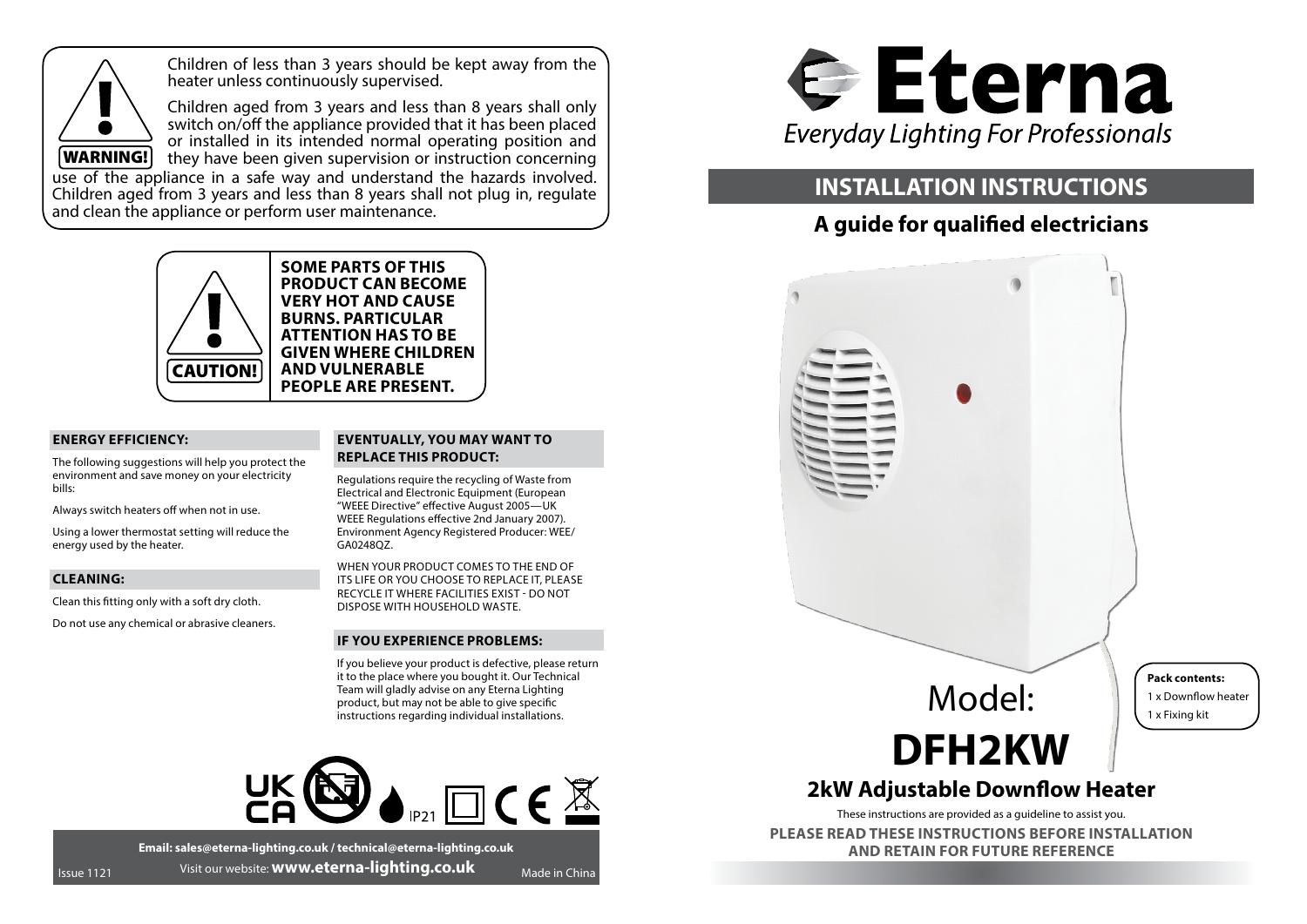**WARNING!**

Children of less than 3 years should be kept away from the heater unless continuously supervised.

Children aged from 3 years and less than 8 years shall only switch on/off the appliance provided that it has been placed or installed in its intended normal operating position and they have been given supervision or instruction concerning use of the appliance in a safe way and understand the hazards involved. Children aged from 3 years and less than 8 years shall not plug in, regulate and clean the appliance or perform user maintenance.

**CAUTION!**

**SOME PARTS OF THIS PRODUCT CAN BECOME VERY HOT AND CAUSE BURNS. PARTICULAR ATTENTION HAS TO BE GIVEN WHERE CHILDREN AND VULNERABLE PEOPLE ARE PRESENT.**

### ENERGY EFFICIENCY:

The following suggestions will help you protect the environment and save money on your electricity bills:

Always switch heaters off when not in use.

Using a lower thermostat setting will reduce the energy used by the heater.

### CLEANING:

Clean this fitting only with a soft dry cloth.

Do not use any chemical or abrasive cleaners.

### EVENTUALLY, YOU MAY WANT TO REPLACE THIS PRODUCT:

Regulations require the recycling of Waste from Electrical and Electronic Equipment (European "WEEE Directive" effective August 2005—UK WEEE Regulations effective 2nd January 2007). Environment Agency Registered Producer: WEE/GA0248QZ.

WHEN YOUR PRODUCT COMES TO THE END OF ITS LIFE OR YOU CHOOSE TO REPLACE IT, PLEASE RECYCLE IT WHERE FACILITIES EXIST - DO NOT DISPOSE WITH HOUSEHOLD WASTE.

### IF YOU EXPERIENCE PROBLEMS:

If you believe your product is defective, please return it to the place where you bought it. Our Technical Team will gladly advise on any Eterna Lighting product, but may not be able to give specific instructions regarding individual installations.

IP21

**Email: sales@eterna-lighting.co.uk / technical@eterna-lighting.co.uk**

Visit our website: **www.eterna-lighting.co.uk**

Issue 1121

Made in China

# Eterna

*Everyday Lighting For Professionals*

## INSTALLATION INSTRUCTIONS

### A guide for qualified electricians

**Pack contents:**

1 x Downflow heater

1 x Fixing kit

Model:

# DFH2KW

## 2kW Adjustable Downflow Heater

These instructions are provided as a guideline to assist you.

**PLEASE READ THESE INSTRUCTIONS BEFORE INSTALLATION AND RETAIN FOR FUTURE REFERENCE**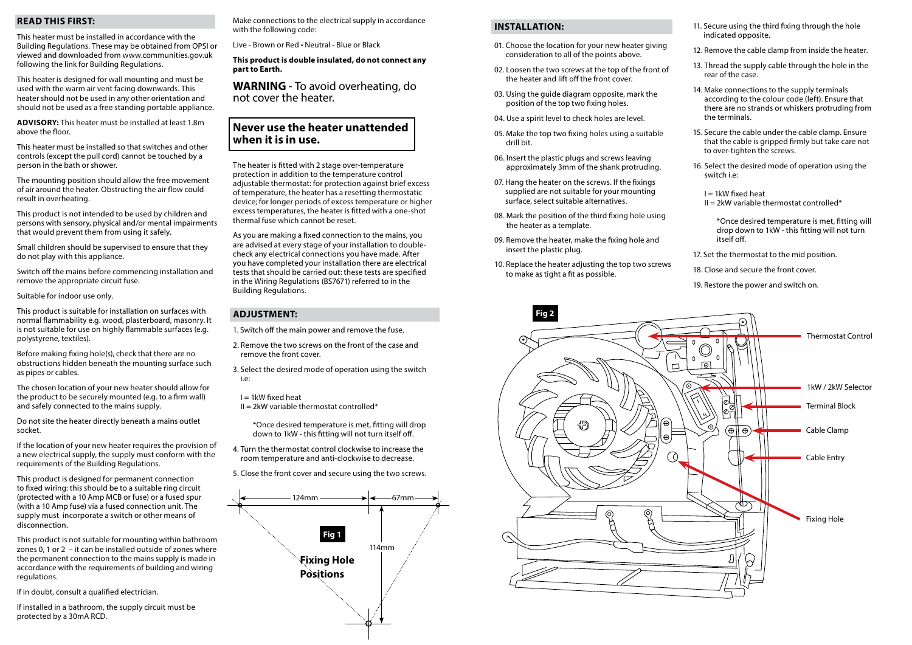## READ THIS FIRST:

This heater must be installed in accordance with the Building Regulations. These may be obtained from OPSI or viewed and downloaded from www.communities.gov.uk following the link for Building Regulations.

This heater is designed for wall mounting and must be used with the warm air vent facing downwards. This heater should not be used in any other orientation and should not be used as a free standing portable appliance.

**ADVISORY:** This heater must be installed at least 1.8m above the floor.

This heater must be installed so that switches and other controls (except the pull cord) cannot be touched by a person in the bath or shower.

The mounting position should allow the free movement of air around the heater. Obstructing the air flow could result in overheating.

This product is not intended to be used by children and persons with sensory, physical and/or mental impairments that would prevent them from using it safely.

Small children should be supervised to ensure that they do not play with this appliance.

Switch off the mains before commencing installation and remove the appropriate circuit fuse.

Suitable for indoor use only.

This product is suitable for installation on surfaces with normal flammability e.g. wood, plasterboard, masonry. It is not suitable for use on highly flammable surfaces (e.g. polystyrene, textiles).

Before making fixing hole(s), check that there are no obstructions hidden beneath the mounting surface such as pipes or cables.

The chosen location of your new heater should allow for the product to be securely mounted (e.g. to a firm wall) and safely connected to the mains supply.

Do not site the heater directly beneath a mains outlet socket.

If the location of your new heater requires the provision of a new electrical supply, the supply must conform with the requirements of the Building Regulations.

This product is designed for permanent connection to fixed wiring: this should be to a suitable ring circuit (protected with a 10 Amp MCB or fuse) or a fused spur (with a 10 Amp fuse) via a fused connection unit. The supply must incorporate a switch or other means of disconnection.

This product is not suitable for mounting within bathroom zones 0, 1 or 2 – it can be installed outside of zones where the permanent connection to the mains supply is made in accordance with the requirements of building and wiring regulations.

If in doubt, consult a qualified electrician.

If installed in a bathroom, the supply circuit must be protected by a 30mA RCD.

Make connections to the electrical supply in accordance with the following code:

Live - Brown or Red • Neutral - Blue or Black

**This product is double insulated, do not connect any part to Earth.**

**WARNING** - To avoid overheating, do not cover the heater.

**Never use the heater unattended when it is in use.**

The heater is fitted with 2 stage over-temperature protection in addition to the temperature control adjustable thermostat: for protection against brief excess of temperature, the heater has a resetting thermostatic device; for longer periods of excess temperature or higher excess temperatures, the heater is fitted with a one-shot thermal fuse which cannot be reset.

As you are making a fixed connection to the mains, you are advised at every stage of your installation to double-check any electrical connections you have made. After you have completed your installation there are electrical tests that should be carried out: these tests are specified in the Wiring Regulations (BS7671) referred to in the Building Regulations.

## ADJUSTMENT:

1. Switch off the main power and remove the fuse.
2. Remove the two screws on the front of the case and remove the front cover.
3. Select the desired mode of operation using the switch i.e:

   I = 1kW fixed heat
   II = 2kW variable thermostat controlled*

   *Once desired temperature is met, fitting will drop down to 1kW - this fitting will not turn itself off.

4. Turn the thermostat control clockwise to increase the room temperature and anti-clockwise to decrease.
5. Close the front cover and secure using the two screws.

124mm
67mm
114mm

**Fig 1**

**Fixing Hole Positions**

## INSTALLATION:

01. Choose the location for your new heater giving consideration to all of the points above.
02. Loosen the two screws at the top of the front of the heater and lift off the front cover.
03. Using the guide diagram opposite, mark the position of the top two fixing holes.
04. Use a spirit level to check holes are level.
05. Make the top two fixing holes using a suitable drill bit.
06. Insert the plastic plugs and screws leaving approximately 3mm of the shank protruding.
07. Hang the heater on the screws. If the fixings supplied are not suitable for your mounting surface, select suitable alternatives.
08. Mark the position of the third fixing hole using the heater as a template.
09. Remove the heater, make the fixing hole and insert the plastic plug.
10. Replace the heater adjusting the top two screws to make as tight a fit as possible.
11. Secure using the third fixing through the hole indicated opposite.
12. Remove the cable clamp from inside the heater.
13. Thread the supply cable through the hole in the rear of the case.
14. Make connections to the supply terminals according to the colour code (left). Ensure that there are no strands or whiskers protruding from the terminals.
15. Secure the cable under the cable clamp. Ensure that the cable is gripped firmly but take care not to over-tighten the screws.
16. Select the desired mode of operation using the switch i.e:

    I = 1kW fixed heat
    II = 2kW variable thermostat controlled*

    *Once desired temperature is met, fitting will drop down to 1kW - this fitting will not turn itself off.

17. Set the thermostat to the mid position.
18. Close and secure the front cover.
19. Restore the power and switch on.

**Fig 2**

Thermostat Control
1kW / 2kW Selector
Terminal Block
Cable Clamp
Cable Entry
Fixing Hole